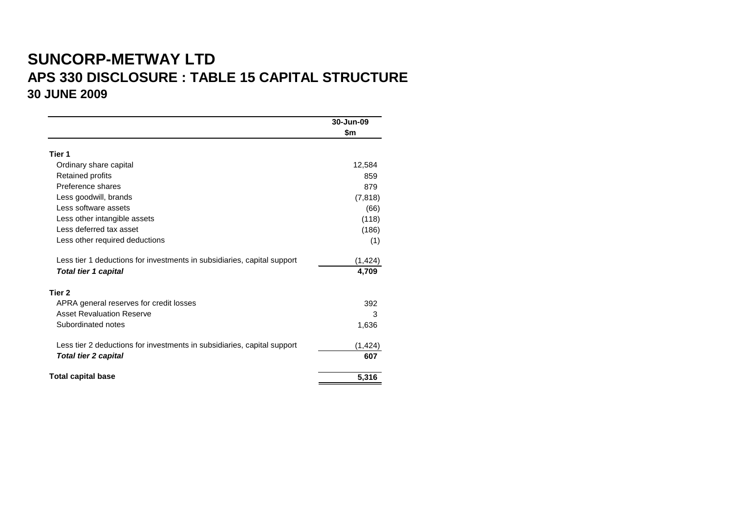# SUNCORP-METWAY LTD

## APS 330 DISCLOSURE : TABLE 15 CAPITAL STRUCTURE

### 30 JUNE 2009

| | 30-Jun-09 |
|---|---|
| | $m |
| **Tier 1** | |
| Ordinary share capital | 12,584 |
| Retained profits | 859 |
| Preference shares | 879 |
| Less goodwill, brands | (7,818) |
| Less software assets | (66) |
| Less other intangible assets | (118) |
| Less deferred tax asset | (186) |
| Less other required deductions | (1) |
| Less tier 1 deductions for investments in subsidiaries, capital support | (1,424) |
| ***Total tier 1 capital*** | **4,709** |
| **Tier 2** | |
| APRA general reserves for credit losses | 392 |
| Asset Revaluation Reserve | 3 |
| Subordinated notes | 1,636 |
| Less tier 2 deductions for investments in subsidiaries, capital support | (1,424) |
| ***Total tier 2 capital*** | **607** |
| **Total capital base** | **5,316** |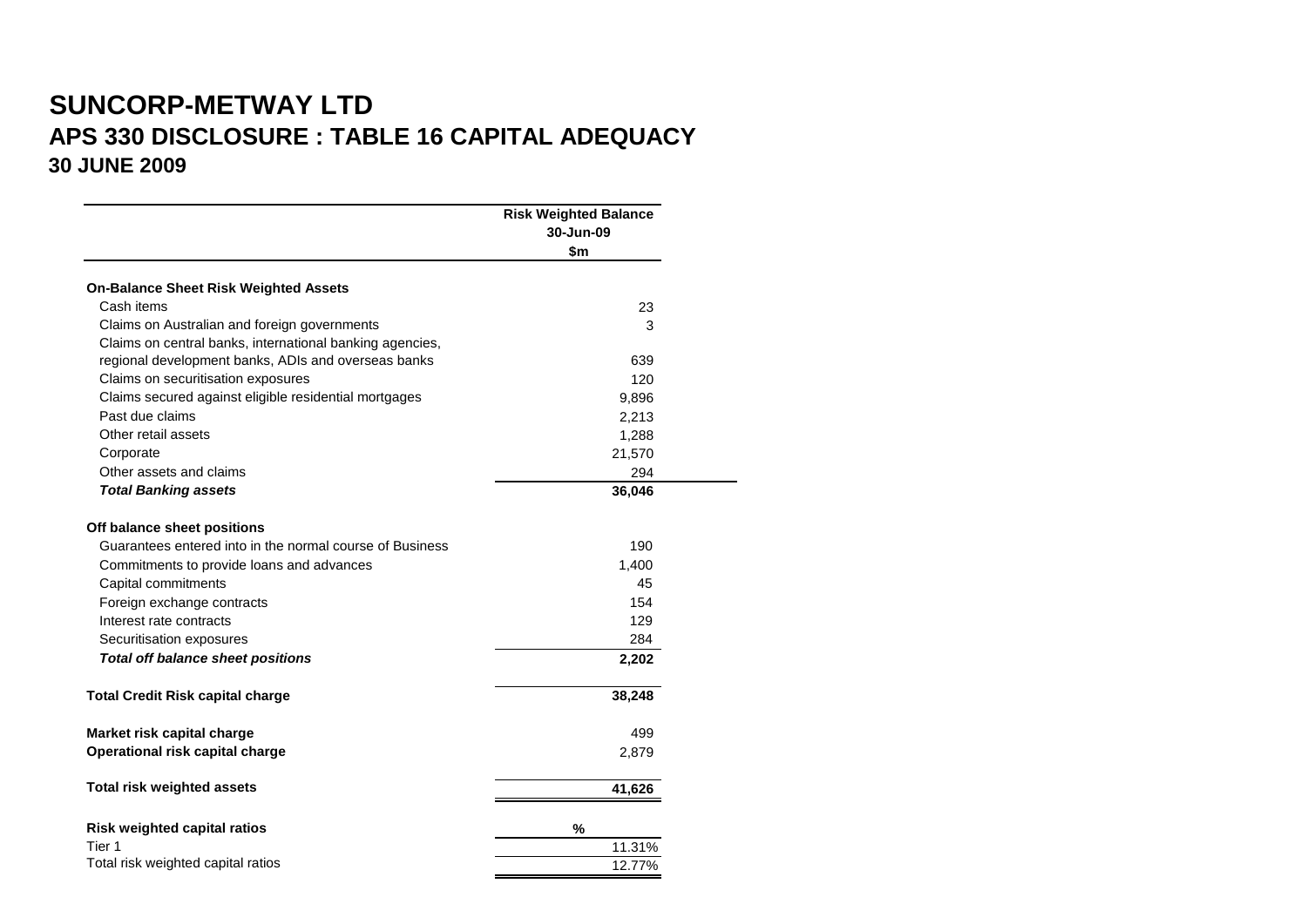# SUNCORP-METWAY LTD

## APS 330 DISCLOSURE : TABLE 16 CAPITAL ADEQUACY

### 30 JUNE 2009

| | Risk Weighted Balance 30-Jun-09 $m |
|---|---|
| **On-Balance Sheet Risk Weighted Assets** | |
| Cash items | 23 |
| Claims on Australian and foreign governments | 3 |
| Claims on central banks, international banking agencies, regional development banks, ADIs and overseas banks | 639 |
| Claims on securitisation exposures | 120 |
| Claims secured against eligible residential mortgages | 9,896 |
| Past due claims | 2,213 |
| Other retail assets | 1,288 |
| Corporate | 21,570 |
| Other assets and claims | 294 |
| ***Total Banking assets*** | **36,046** |
| **Off balance sheet positions** | |
| Guarantees entered into in the normal course of Business | 190 |
| Commitments to provide loans and advances | 1,400 |
| Capital commitments | 45 |
| Foreign exchange contracts | 154 |
| Interest rate contracts | 129 |
| Securitisation exposures | 284 |
| ***Total off balance sheet positions*** | **2,202** |
| **Total Credit Risk capital charge** | **38,248** |
| **Market risk capital charge** | 499 |
| **Operational risk capital charge** | 2,879 |
| **Total risk weighted assets** | **41,626** |
| **Risk weighted capital ratios** | **%** |
| Tier 1 | 11.31% |
| Total risk weighted capital ratios | 12.77% |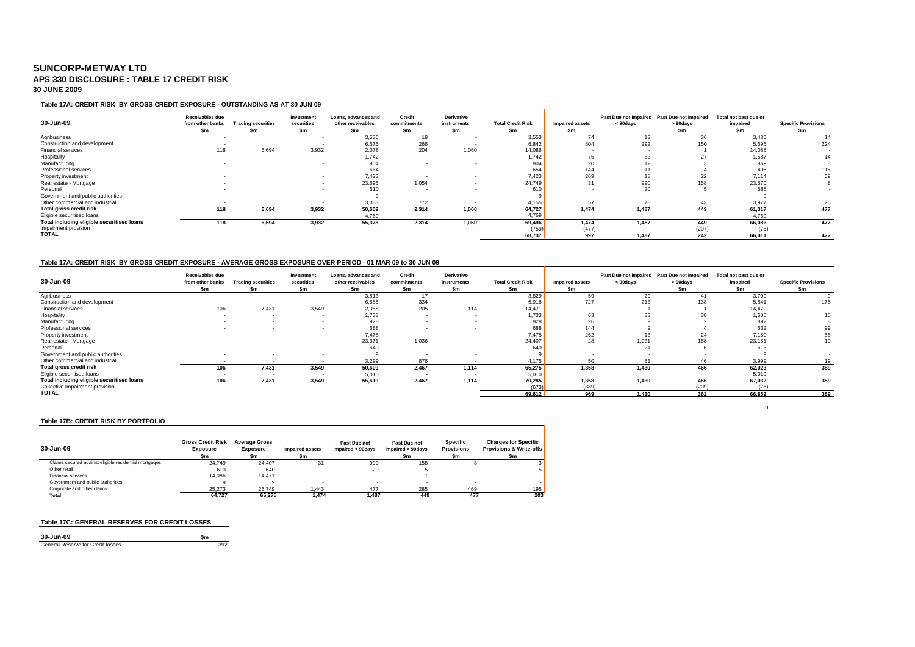# SUNCORP-METWAY LTD

## APS 330 DISCLOSURE : TABLE 17 CREDIT RISK

### 30 JUNE 2009

#### Table 17A: CREDIT RISK BY GROSS CREDIT EXPOSURE - OUTSTANDING AS AT 30 JUN 09

| 30-Jun-09 | Receivables due from other banks | Trading securities | Investment securities | Loans, advances and other receivables | Credit commitments | Derivative instruments | Total Credit Risk | Impaired assets | Past Due not Impaired < 90days | Past Due not Impaired > 90days | Total not past due or impaired | Specific Provisions |
|---|---|---|---|---|---|---|---|---|---|---|---|---|
| | $m | $m | $m | $m | $m | $m | $m | $m | $m | $m | $m | $m |
| Agribusiness | - | | - | 3,535 | 18 | - | 3,553 | 74 | 13 | 36 | 3,430 | 14 |
| Construction and development | - | | - | 6,576 | 266 | - | 6,842 | 804 | 292 | 150 | 5,596 | 224 |
| Financial services | 118 | 6,694 | 3,932 | 2,078 | 204 | 1,060 | 14,086 | - | - | 1 | 14,085 | - |
| Hospitality | - | | - | 1,742 | - | - | 1,742 | 75 | 53 | 27 | 1,587 | 14 |
| Manufacturing | - | | - | 904 | - | - | 904 | 20 | 12 | 3 | 869 | 8 |
| Professional services | - | | - | 654 | - | - | 654 | 144 | 11 | 4 | 495 | 115 |
| Property investment | - | | - | 7,423 | - | - | 7,423 | 269 | 18 | 22 | 7,114 | 69 |
| Real estate - Mortgage | - | | - | 23,695 | 1,054 | - | 24,749 | 31 | 990 | 158 | 23,570 | 8 |
| Personal | - | | - | 610 | - | - | 610 | - | 20 | 5 | 585 | - |
| Government and public authorities | - | | - | 9 | - | - | 9 | - | - | - | 9 | - |
| Other commercial and industrial | - | | - | 3,383 | 772 | - | 4,155 | 57 | 78 | 43 | 3,977 | 25 |
| **Total gross credit risk** | **118** | **6,694** | **3,932** | **50,609** | **2,314** | **1,060** | **64,727** | **1,474** | **1,487** | **449** | **61,317** | **477** |
| Eligible securitised loans | - | - | - | 4,769 | - | - | 4,769 | | | | 4,769 | |
| **Total including eligible securitised loans** | **118** | **6,694** | **3,932** | **55,378** | **2,314** | **1,060** | **69,496** | **1,474** | **1,487** | **449** | **66,086** | **477** |
| Impairment provision | | | | | | | (759) | (477) | - | (207) | (75) | |
| **TOTAL** | | | | | | | **68,737** | **997** | **1,487** | **242** | **66,011** | **477** |

#### Table 17A: CREDIT RISK BY GROSS CREDIT EXPOSURE - AVERAGE GROSS EXPOSURE OVER PERIOD - 01 MAR 09 to 30 JUN 09

| 30-Jun-09 | Receivables due from other banks | Trading securities | Investment securities | Loans, advances and other receivables | Credit commitments | Derivative instruments | Total Credit Risk | Impaired assets | Past Due not Impaired < 90days | Past Due not Impaired > 90days | Total not past due or impaired | Specific Provisions |
|---|---|---|---|---|---|---|---|---|---|---|---|---|
| | $m | $m | $m | $m | $m | $m | $m | $m | $m | $m | $m | $m |
| Agribusiness | - | - | - | 3,813 | 17 | - | 3,829 | 59 | 20 | 41 | 3,709 | 9 |
| Construction and development | - | - | - | 6,585 | 334 | - | 6,918 | 727 | 213 | 138 | 5,841 | 175 |
| Financial services | 106 | 7,431 | 3,549 | 2,068 | 205 | 1,114 | 14,471 | - | 1 | 1 | 14,470 | - |
| Hospitality | - | - | - | 1,733 | - | - | 1,733 | 63 | 33 | 38 | 1,600 | 10 |
| Manufacturing | - | - | - | 928 | - | - | 928 | 26 | 9 | 2 | 892 | 8 |
| Professional services | - | - | - | 688 | - | - | 688 | 144 | 9 | 4 | 532 | 99 |
| Property investment | - | - | - | 7,478 | - | - | 7,478 | 262 | 13 | 24 | 7,180 | 58 |
| Real estate - Mortgage | - | - | - | 23,371 | 1,036 | - | 24,407 | 28 | 1,031 | 168 | 23,181 | 10 |
| Personal | - | - | - | 640 | - | - | 640 | - | 21 | 6 | 613 | - |
| Government and public authorities | - | - | - | 9 | - | - | 9 | - | - | - | 9 | - |
| Other commercial and industrial | - | - | - | 3,299 | 876 | - | 4,175 | 50 | 81 | 46 | 3,999 | 19 |
| **Total gross credit risk** | **106** | **7,431** | **3,549** | **50,609** | **2,467** | **1,114** | **65,275** | **1,358** | **1,430** | **466** | **62,023** | **389** |
| Eligible securitised loans | - | - | - | 5,010 | - | - | 5,010 | | | | 5,010 | |
| **Total including eligible securitised loans** | **106** | **7,431** | **3,549** | **55,619** | **2,467** | **1,114** | **70,285** | **1,358** | **1,430** | **466** | **67,032** | **389** |
| Collective Impairment provision | | | | | | | (673) | (389) | - | (209) | (75) | |
| **TOTAL** | | | | | | | **69,612** | **969** | **1,430** | **362** | **66,852** | **389** |

#### Table 17B: CREDIT RISK BY PORTFOLIO

| 30-Jun-09 | Gross Credit Risk Exposure | Average Gross Exposure | Impaired assets | Past Due not Impaired < 90days | Past Due not Impaired > 90days | Specific Provisions | Charges for Specific Provisions & Write-offs |
|---|---|---|---|---|---|---|---|
| | $m | $m | $m | $m | $m | $m | $m |
| Claims secured against eligible residential mortgages | 24,749 | 24,407 | 31 | 990 | 158 | 8 | 3 |
| Other retail | 610 | 640 | - | 20 | 5 | - | 5 |
| Financial services | 14,086 | 14,471 | - | - | 1 | - | - |
| Government and public authorities | 9 | 9 | - | - | - | - | - |
| Corporate and other claims | 25,273 | 25,749 | 1,443 | 477 | 285 | 469 | 195 |
| **Total** | **64,727** | **65,275** | **1,474** | **1,487** | **449** | **477** | **203** |

#### Table 17C: GENERAL RESERVES FOR CREDIT LOSSES

| 30-Jun-09 | $m |
|---|---|
| General Reserve for Credit losses | 392 |